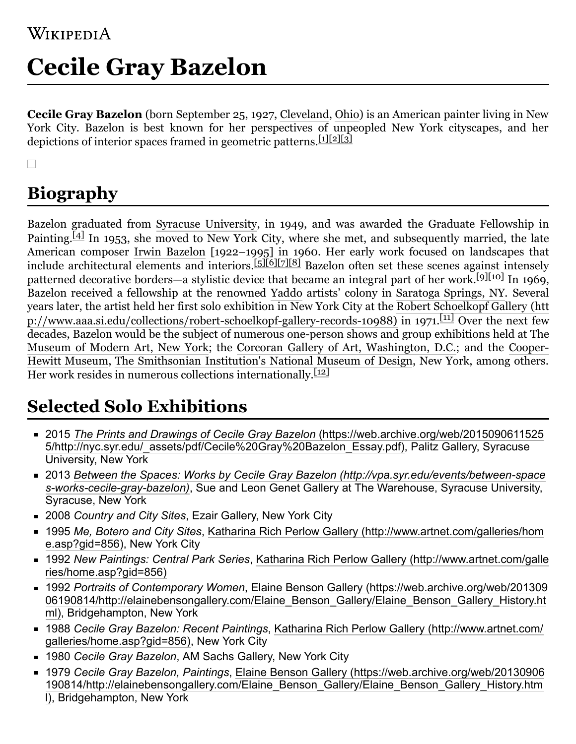# Cecile Gray Bazelon

**Cecile Gray Bazelon** (born September 25, 1927, Cleveland, Ohio) is an American painter living in New York City. Bazelon is best known for her perspectives of unpeopled New York cityscapes, and her depictions of interior spaces framed in geometric patterns.[1][2][3]

## Biography

Bazelon graduated from Syracuse University, in 1949, and was awarded the Graduate Fellowship in Painting.[4] In 1953, she moved to New York City, where she met, and subsequently married, the late American composer Irwin Bazelon [1922–1995] in 1960. Her early work focused on landscapes that include architectural elements and interiors.[5][6][7][8] Bazelon often set these scenes against intensely patterned decorative borders—a stylistic device that became an integral part of her work.[9][10] In 1969, Bazelon received a fellowship at the renowned Yaddo artists' colony in Saratoga Springs, NY. Several years later, the artist held her first solo exhibition in New York City at the Robert Schoelkopf Gallery (http://www.aaa.si.edu/collections/robert-schoelkopf-gallery-records-10988) in 1971.[11] Over the next few decades, Bazelon would be the subject of numerous one-person shows and group exhibitions held at The Museum of Modern Art, New York; the Corcoran Gallery of Art, Washington, D.C.; and the Cooper-Hewitt Museum, The Smithsonian Institution's National Museum of Design, New York, among others. Her work resides in numerous collections internationally.[12]

## Selected Solo Exhibitions

- 2015 *The Prints and Drawings of Cecile Gray Bazelon* (https://web.archive.org/web/20150906115255/http://nyc.syr.edu/_assets/pdf/Cecile%20Gray%20Bazelon_Essay.pdf), Palitz Gallery, Syracuse University, New York
- 2013 *Between the Spaces: Works by Cecile Gray Bazelon* (http://vpa.syr.edu/events/between-spaces-works-cecile-gray-bazelon), Sue and Leon Genet Gallery at The Warehouse, Syracuse University, Syracuse, New York
- 2008 *Country and City Sites*, Ezair Gallery, New York City
- 1995 *Me, Botero and City Sites*, Katharina Rich Perlow Gallery (http://www.artnet.com/galleries/home.asp?gid=856), New York City
- 1992 *New Paintings: Central Park Series*, Katharina Rich Perlow Gallery (http://www.artnet.com/galleries/home.asp?gid=856)
- 1992 *Portraits of Contemporary Women*, Elaine Benson Gallery (https://web.archive.org/web/20130906190814/http://elainebensongallery.com/Elaine_Benson_Gallery/Elaine_Benson_Gallery_History.html), Bridgehampton, New York
- 1988 *Cecile Gray Bazelon: Recent Paintings*, Katharina Rich Perlow Gallery (http://www.artnet.com/galleries/home.asp?gid=856), New York City
- 1980 *Cecile Gray Bazelon*, AM Sachs Gallery, New York City
- 1979 *Cecile Gray Bazelon, Paintings*, Elaine Benson Gallery (https://web.archive.org/web/20130906190814/http://elainebensongallery.com/Elaine_Benson_Gallery/Elaine_Benson_Gallery_History.html), Bridgehampton, New York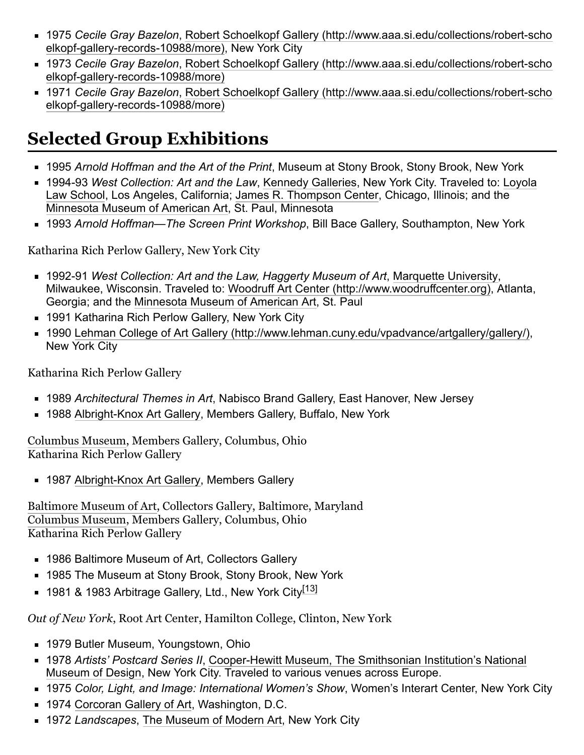- 1975 *Cecile Gray Bazelon*, Robert Schoelkopf Gallery (http://www.aaa.si.edu/collections/robert-schoelkopf-gallery-records-10988/more), New York City
- 1973 *Cecile Gray Bazelon*, Robert Schoelkopf Gallery (http://www.aaa.si.edu/collections/robert-schoelkopf-gallery-records-10988/more)
- 1971 *Cecile Gray Bazelon*, Robert Schoelkopf Gallery (http://www.aaa.si.edu/collections/robert-schoelkopf-gallery-records-10988/more)

## Selected Group Exhibitions

- 1995 *Arnold Hoffman and the Art of the Print*, Museum at Stony Brook, Stony Brook, New York
- 1994-93 *West Collection: Art and the Law*, Kennedy Galleries, New York City. Traveled to: Loyola Law School, Los Angeles, California; James R. Thompson Center, Chicago, Illinois; and the Minnesota Museum of American Art, St. Paul, Minnesota
- 1993 *Arnold Hoffman—The Screen Print Workshop*, Bill Bace Gallery, Southampton, New York

Katharina Rich Perlow Gallery, New York City

- 1992-91 *West Collection: Art and the Law, Haggerty Museum of Art*, Marquette University, Milwaukee, Wisconsin. Traveled to: Woodruff Art Center (http://www.woodruffcenter.org), Atlanta, Georgia; and the Minnesota Museum of American Art, St. Paul
- 1991 Katharina Rich Perlow Gallery, New York City
- 1990 Lehman College of Art Gallery (http://www.lehman.cuny.edu/vpadvance/artgallery/gallery/), New York City

Katharina Rich Perlow Gallery

- 1989 *Architectural Themes in Art*, Nabisco Brand Gallery, East Hanover, New Jersey
- 1988 Albright-Knox Art Gallery, Members Gallery, Buffalo, New York

Columbus Museum, Members Gallery, Columbus, Ohio
Katharina Rich Perlow Gallery

- 1987 Albright-Knox Art Gallery, Members Gallery

Baltimore Museum of Art, Collectors Gallery, Baltimore, Maryland
Columbus Museum, Members Gallery, Columbus, Ohio
Katharina Rich Perlow Gallery

- 1986 Baltimore Museum of Art, Collectors Gallery
- 1985 The Museum at Stony Brook, Stony Brook, New York
- 1981 & 1983 Arbitrage Gallery, Ltd., New York City[13]

*Out of New York*, Root Art Center, Hamilton College, Clinton, New York

- 1979 Butler Museum, Youngstown, Ohio
- 1978 *Artists' Postcard Series II*, Cooper-Hewitt Museum, The Smithsonian Institution's National Museum of Design, New York City. Traveled to various venues across Europe.
- 1975 *Color, Light, and Image: International Women's Show*, Women's Interart Center, New York City
- 1974 Corcoran Gallery of Art, Washington, D.C.
- 1972 *Landscapes*, The Museum of Modern Art, New York City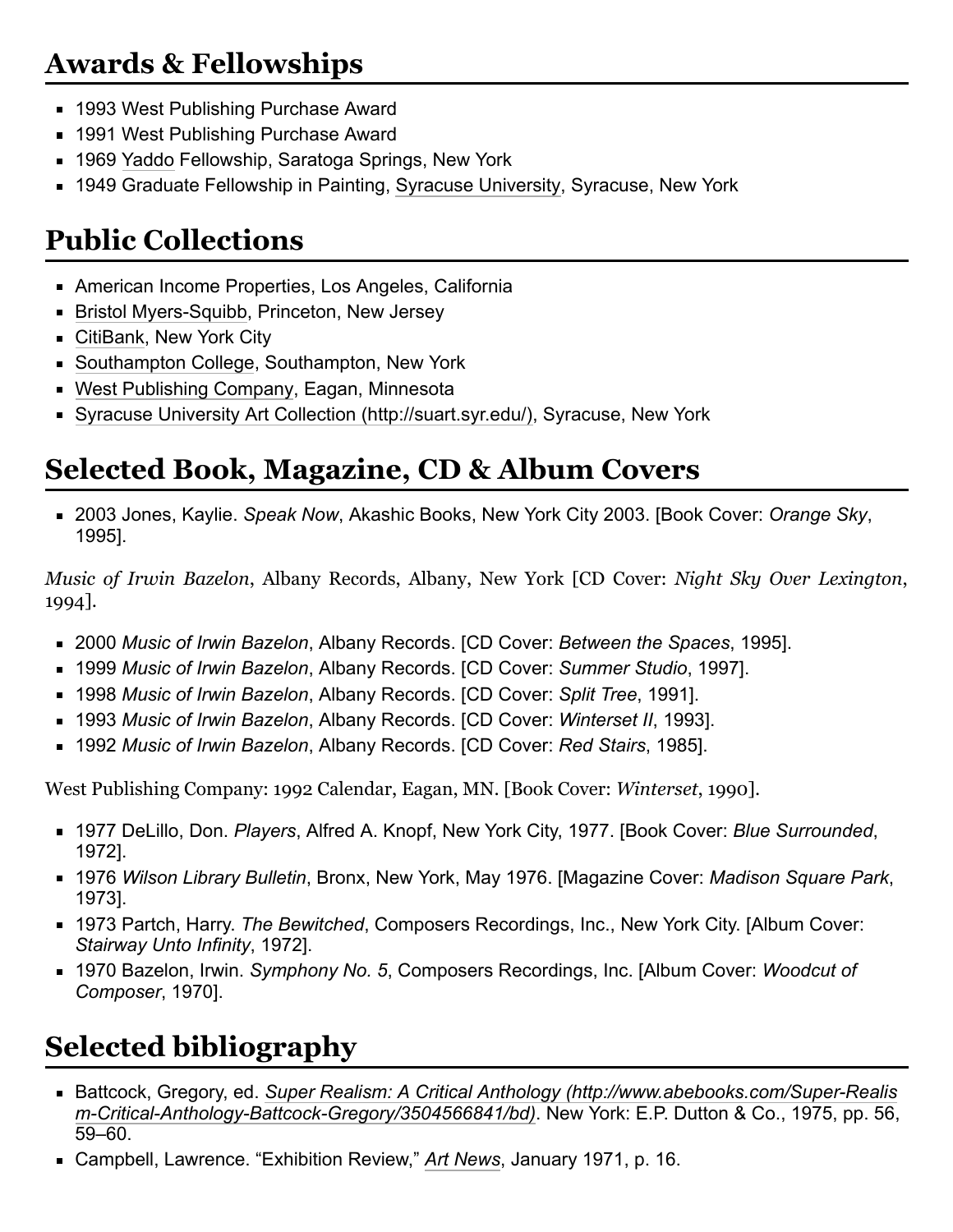## Awards & Fellowships

- 1993 West Publishing Purchase Award
- 1991 West Publishing Purchase Award
- 1969 Yaddo Fellowship, Saratoga Springs, New York
- 1949 Graduate Fellowship in Painting, Syracuse University, Syracuse, New York

## Public Collections

- American Income Properties, Los Angeles, California
- Bristol Myers-Squibb, Princeton, New Jersey
- CitiBank, New York City
- Southampton College, Southampton, New York
- West Publishing Company, Eagan, Minnesota
- Syracuse University Art Collection (http://suart.syr.edu/), Syracuse, New York

## Selected Book, Magazine, CD & Album Covers

- 2003 Jones, Kaylie. *Speak Now*, Akashic Books, New York City 2003. [Book Cover: *Orange Sky*, 1995].

*Music of Irwin Bazelon*, Albany Records, Albany, New York [CD Cover: *Night Sky Over Lexington*, 1994].

- 2000 *Music of Irwin Bazelon*, Albany Records. [CD Cover: *Between the Spaces*, 1995].
- 1999 *Music of Irwin Bazelon*, Albany Records. [CD Cover: *Summer Studio*, 1997].
- 1998 *Music of Irwin Bazelon*, Albany Records. [CD Cover: *Split Tree*, 1991].
- 1993 *Music of Irwin Bazelon*, Albany Records. [CD Cover: *Winterset II*, 1993].
- 1992 *Music of Irwin Bazelon*, Albany Records. [CD Cover: *Red Stairs*, 1985].

West Publishing Company: 1992 Calendar, Eagan, MN. [Book Cover: *Winterset*, 1990].

- 1977 DeLillo, Don. *Players*, Alfred A. Knopf, New York City, 1977. [Book Cover: *Blue Surrounded*, 1972].
- 1976 *Wilson Library Bulletin*, Bronx, New York, May 1976. [Magazine Cover: *Madison Square Park*, 1973].
- 1973 Partch, Harry. *The Bewitched*, Composers Recordings, Inc., New York City. [Album Cover: *Stairway Unto Infinity*, 1972].
- 1970 Bazelon, Irwin. *Symphony No. 5*, Composers Recordings, Inc. [Album Cover: *Woodcut of Composer*, 1970].

## Selected bibliography

- Battcock, Gregory, ed. *Super Realism: A Critical Anthology (http://www.abebooks.com/Super-Realism-Critical-Anthology-Battcock-Gregory/3504566841/bd)*. New York: E.P. Dutton & Co., 1975, pp. 56, 59–60.
- Campbell, Lawrence. "Exhibition Review," *Art News*, January 1971, p. 16.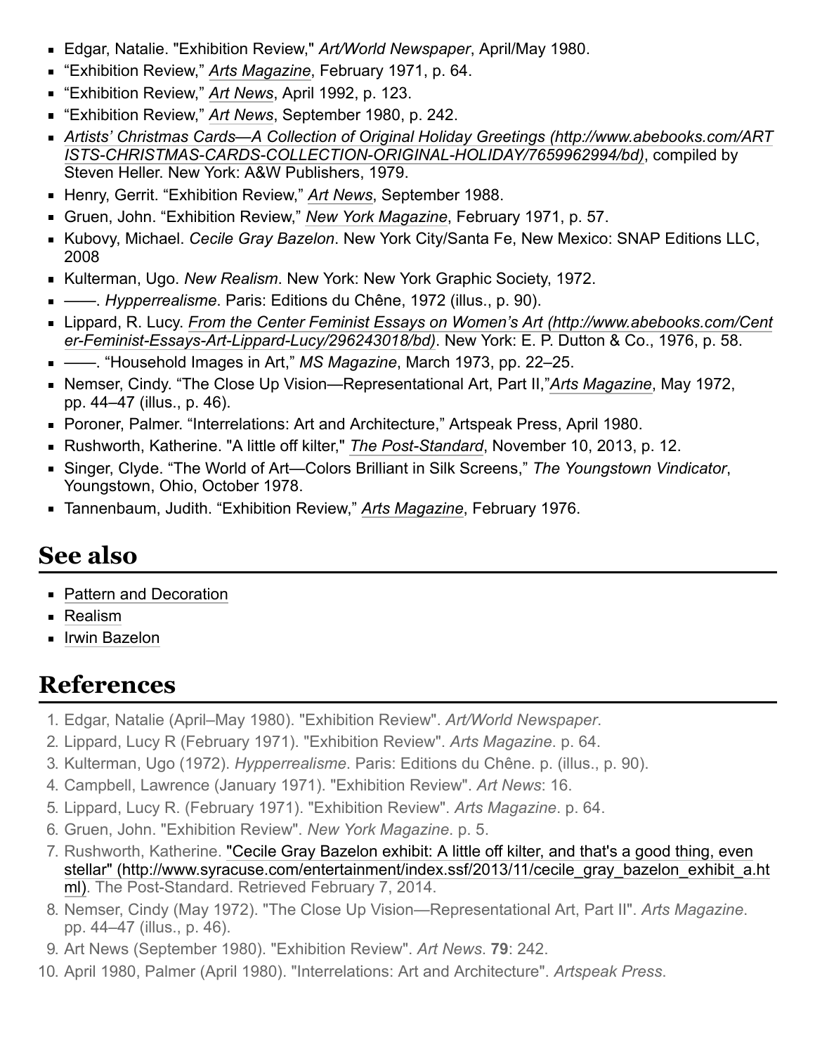- Edgar, Natalie. "Exhibition Review," *Art/World Newspaper*, April/May 1980.
- “Exhibition Review,” *Arts Magazine*, February 1971, p. 64.
- “Exhibition Review,” *Art News*, April 1992, p. 123.
- “Exhibition Review,” *Art News*, September 1980, p. 242.
- *Artists’ Christmas Cards—A Collection of Original Holiday Greetings (http://www.abebooks.com/ARTISTS-CHRISTMAS-CARDS-COLLECTION-ORIGINAL-HOLIDAY/7659962994/bd)*, compiled by Steven Heller. New York: A&W Publishers, 1979.
- Henry, Gerrit. “Exhibition Review,” *Art News*, September 1988.
- Gruen, John. “Exhibition Review,” *New York Magazine*, February 1971, p. 57.
- Kubovy, Michael. *Cecile Gray Bazelon*. New York City/Santa Fe, New Mexico: SNAP Editions LLC, 2008
- Kulterman, Ugo. *New Realism*. New York: New York Graphic Society, 1972.
- ——. *Hypperrealisme*. Paris: Editions du Chêne, 1972 (illus., p. 90).
- Lippard, R. Lucy. *From the Center Feminist Essays on Women’s Art (http://www.abebooks.com/Center-Feminist-Essays-Art-Lippard-Lucy/296243018/bd)*. New York: E. P. Dutton & Co., 1976, p. 58.
- ——. “Household Images in Art,” *MS Magazine*, March 1973, pp. 22–25.
- Nemser, Cindy. “The Close Up Vision—Representational Art, Part II,”*Arts Magazine*, May 1972, pp. 44–47 (illus., p. 46).
- Poroner, Palmer. “Interrelations: Art and Architecture,” Artspeak Press, April 1980.
- Rushworth, Katherine. "A little off kilter," *The Post-Standard*, November 10, 2013, p. 12.
- Singer, Clyde. “The World of Art—Colors Brilliant in Silk Screens,” *The Youngstown Vindicator*, Youngstown, Ohio, October 1978.
- Tannenbaum, Judith. “Exhibition Review,” *Arts Magazine*, February 1976.

## See also

- Pattern and Decoration
- Realism
- Irwin Bazelon

## References

1. Edgar, Natalie (April–May 1980). "Exhibition Review". *Art/World Newspaper*.
2. Lippard, Lucy R (February 1971). "Exhibition Review". *Arts Magazine*. p. 64.
3. Kulterman, Ugo (1972). *Hypperrealisme*. Paris: Editions du Chêne. p. (illus., p. 90).
4. Campbell, Lawrence (January 1971). "Exhibition Review". *Art News*: 16.
5. Lippard, Lucy R. (February 1971). "Exhibition Review". *Arts Magazine*. p. 64.
6. Gruen, John. "Exhibition Review". *New York Magazine*. p. 5.
7. Rushworth, Katherine. "Cecile Gray Bazelon exhibit: A little off kilter, and that's a good thing, even stellar" (http://www.syracuse.com/entertainment/index.ssf/2013/11/cecile_gray_bazelon_exhibit_a.html). The Post-Standard. Retrieved February 7, 2014.
8. Nemser, Cindy (May 1972). "The Close Up Vision—Representational Art, Part II". *Arts Magazine*. pp. 44–47 (illus., p. 46).
9. Art News (September 1980). "Exhibition Review". *Art News*. **79**: 242.
10. April 1980, Palmer (April 1980). "Interrelations: Art and Architecture". *Artspeak Press*.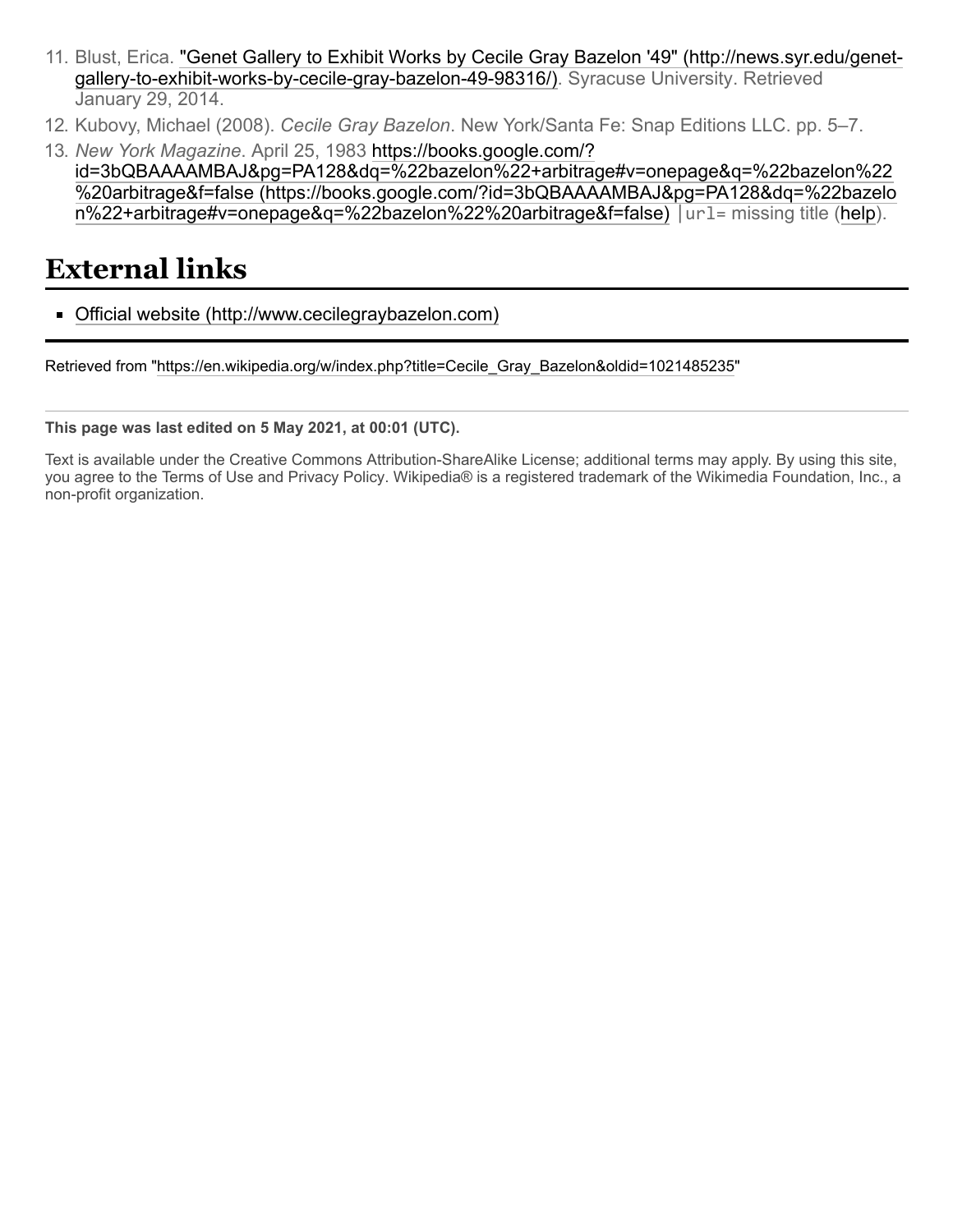11. Blust, Erica. "Genet Gallery to Exhibit Works by Cecile Gray Bazelon '49" (http://news.syr.edu/genet-gallery-to-exhibit-works-by-cecile-gray-bazelon-49-98316/). Syracuse University. Retrieved January 29, 2014.
12. Kubovy, Michael (2008). *Cecile Gray Bazelon*. New York/Santa Fe: Snap Editions LLC. pp. 5–7.
13. *New York Magazine*. April 25, 1983 https://books.google.com/?id=3bQBAAAAMBAJ&pg=PA128&dq=%22bazelon%22+arbitrage#v=onepage&q=%22bazelon%22%20arbitrage&f=false (https://books.google.com/?id=3bQBAAAAMBAJ&pg=PA128&dq=%22bazelon%22+arbitrage#v=onepage&q=%22bazelon%22%20arbitrage&f=false) |url= missing title (help).

## External links

- Official website (http://www.cecilegraybazelon.com)

Retrieved from "https://en.wikipedia.org/w/index.php?title=Cecile_Gray_Bazelon&oldid=1021485235"

**This page was last edited on 5 May 2021, at 00:01 (UTC).**

Text is available under the Creative Commons Attribution-ShareAlike License; additional terms may apply. By using this site, you agree to the Terms of Use and Privacy Policy. Wikipedia® is a registered trademark of the Wikimedia Foundation, Inc., a non-profit organization.